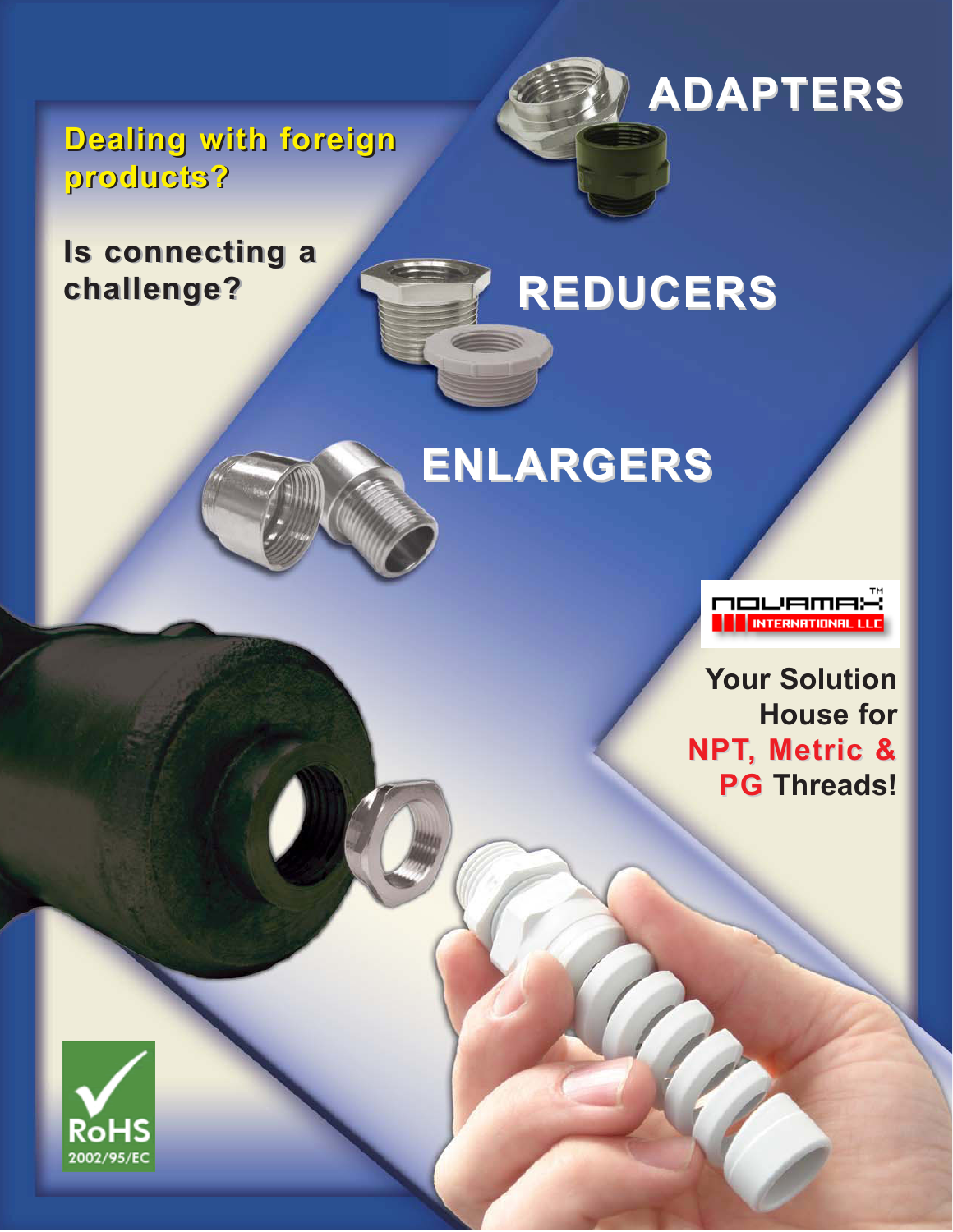**Dealing with foreign products?**

**Is connecting a challenge?**

# ADAPTERS

# REDUCERS

# ENLARGERS

NOVAMAX™ INTERNATIONAL LLC

**Your Solution House for NPT, Metric & PG Threads!**

RoHS 2002/95/EC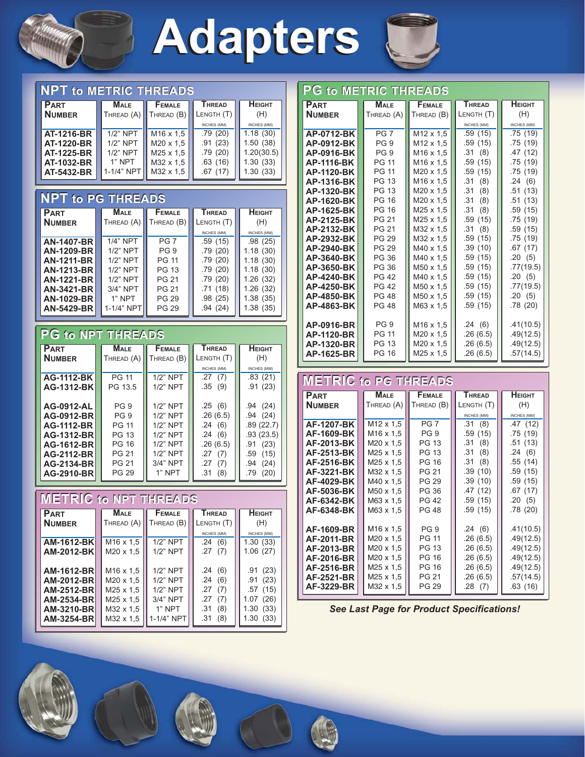# Adapters

## NPT to METRIC THREADS

| Part Number | Male Thread (A) | Female Thread (B) | Thread Length (T) INCHES (MM) | Height (H) INCHES (MM) |
|---|---|---|---|---|
| **AT-1216-BR** | 1/2" NPT | M16 x 1,5 | .79 (20) | 1.18 (30) |
| **AT-1220-BR** | 1/2" NPT | M20 x 1,5 | .91 (23) | 1.50 (38) |
| **AT-1225-BR** | 1/2" NPT | M25 x 1,5 | .79 (20) | 1.20(30.5) |
| **AT-1032-BR** | 1" NPT | M32 x 1,5 | .63 (16) | 1.30 (33) |
| **AT-5432-BR** | 1-1/4" NPT | M32 x 1,5 | .67 (17) | 1.30 (33) |

## NPT to PG THREADS

| Part Number | Male Thread (A) | Female Thread (B) | Thread Length (T) INCHES (MM) | Height (H) INCHES (MM) |
|---|---|---|---|---|
| **AN-1407-BR** | 1/4" NPT | PG 7 | .59 (15) | .98 (25) |
| **AN-1209-BR** | 1/2" NPT | PG 9 | .79 (20) | 1.18 (30) |
| **AN-1211-BR** | 1/2" NPT | PG 11 | .79 (20) | 1.18 (30) |
| **AN-1213-BR** | 1/2" NPT | PG 13 | .79 (20) | 1.18 (30) |
| **AN-1221-BR** | 1/2" NPT | PG 21 | .79 (20) | 1.26 (32) |
| **AN-3421-BR** | 3/4" NPT | PG 21 | .71 (18) | 1.26 (32) |
| **AN-1029-BR** | 1" NPT | PG 29 | .98 (25) | 1.38 (35) |
| **AN-5429-BR** | 1-1/4" NPT | PG 29 | .94 (24) | 1.38 (35) |

## PG to NPT THREADS

| Part Number | Male Thread (A) | Female Thread (B) | Thread Length (T) INCHES (MM) | Height (H) INCHES (MM) |
|---|---|---|---|---|
| **AG-1112-BK** | PG 11 | 1/2" NPT | .27 (7) | .83 (21) |
| **AG-1312-BK** | PG 13.5 | 1/2" NPT | .35 (9) | .91 (23) |
| **AG-0912-AL** | PG 9 | 1/2" NPT | .25 (6) | .94 (24) |
| **AG-0912-BR** | PG 9 | 1/2" NPT | .26 (6.5) | .94 (24) |
| **AG-1112-BR** | PG 11 | 1/2" NPT | .24 (6) | .89 (22.7) |
| **AG-1312-BR** | PG 13 | 1/2" NPT | .24 (6) | .93 (23.5) |
| **AG-1612-BR** | PG 16 | 1/2" NPT | .26 (6.5) | .91 (23) |
| **AG-2112-BR** | PG 21 | 1/2" NPT | .27 (7) | .59 (15) |
| **AG-2134-BR** | PG 21 | 3/4" NPT | .27 (7) | .94 (24) |
| **AG-2910-BR** | PG 29 | 1" NPT | .31 (8) | .79 (20) |

## METRIC to NPT THREADS

| Part Number | Male Thread (A) | Female Thread (B) | Thread Length (T) INCHES (MM) | Height (H) INCHES (MM) |
|---|---|---|---|---|
| **AM-1612-BK** | M16 x 1,5 | 1/2" NPT | .24 (6) | 1.30 (33) |
| **AM-2012-BK** | M20 x 1,5 | 1/2" NPT | .27 (7) | 1.06 (27) |
| **AM-1612-BR** | M16 x 1,5 | 1/2" NPT | .24 (6) | .91 (23) |
| **AM-2012-BR** | M20 x 1,5 | 1/2" NPT | .24 (6) | .91 (23) |
| **AM-2512-BR** | M25 x 1,5 | 1/2" NPT | .27 (7) | .57 (15) |
| **AM-2534-BR** | M25 x 1,5 | 3/4" NPT | .27 (7) | 1.07 (26) |
| **AM-3210-BR** | M32 x 1,5 | 1" NPT | .31 (8) | 1.30 (33) |
| **AM-3254-BR** | M32 x 1,5 | 1-1/4" NPT | .31 (8) | 1.30 (33) |

## PG to METRIC THREADS

| Part Number | Male Thread (A) | Female Thread (B) | Thread Length (T) INCHES (MM) | Height (H) INCHES (MM) |
|---|---|---|---|---|
| **AP-0712-BK** | PG 7 | M12 x 1,5 | .59 (15) | .75 (19) |
| **AP-0912-BK** | PG 9 | M12 x 1,5 | .59 (15) | .75 (19) |
| **AP-0916-BK** | PG 9 | M16 x 1,5 | .31 (8) | .47 (12) |
| **AP-1116-BK** | PG 11 | M16 x 1,5 | .59 (15) | .75 (19) |
| **AP-1120-BK** | PG 11 | M20 x 1,5 | .59 (15) | .75 (19) |
| **AP-1316-BK** | PG 13 | M16 x 1,5 | .31 (8) | .24 (6) |
| **AP-1320-BK** | PG 13 | M20 x 1,5 | .31 (8) | .51 (13) |
| **AP-1620-BK** | PG 16 | M20 x 1,5 | .31 (8) | .51 (13) |
| **AP-1625-BK** | PG 16 | M25 x 1,5 | .31 (8) | .59 (15) |
| **AP-2125-BK** | PG 21 | M25 x 1,5 | .59 (15) | .75 (19) |
| **AP-2132-BK** | PG 21 | M32 x 1,5 | .31 (8) | .59 (15) |
| **AP-2932-BK** | PG 29 | M32 x 1,5 | .59 (15) | .75 (19) |
| **AP-2940-BK** | PG 29 | M40 x 1,5 | .39 (10) | .67 (17) |
| **AP-3640-BK** | PG 36 | M40 x 1,5 | .59 (15) | .20 (5) |
| **AP-3650-BK** | PG 36 | M50 x 1,5 | .59 (15) | .77(19.5) |
| **AP-4240-BK** | PG 42 | M40 x 1,5 | .59 (15) | .20 (5) |
| **AP-4250-BK** | PG 42 | M50 x 1,5 | .59 (15) | .77(19.5) |
| **AP-4850-BK** | PG 48 | M50 x 1,5 | .59 (15) | .20 (5) |
| **AP-4863-BK** | PG 48 | M63 x 1,5 | .59 (15) | .78 (20) |
| **AP-0916-BR** | PG 9 | M16 x 1,5 | .24 (6) | .41(10.5) |
| **AP-1120-BR** | PG 11 | M20 x 1,5 | .26 (6.5) | .49(12.5) |
| **AP-1320-BR** | PG 13 | M20 x 1,5 | .26 (6.5) | .49(12.5) |
| **AP-1625-BR** | PG 16 | M25 x 1,5 | .26 (6.5) | .57(14.5) |

## METRIC to PG THREADS

| Part Number | Male Thread (A) | Female Thread (B) | Thread Length (T) INCHES (MM) | Height (H) INCHES (MM) |
|---|---|---|---|---|
| **AF-1207-BK** | M12 x 1,5 | PG 7 | .31 (8) | .47 (12) |
| **AF-1609-BK** | M16 x 1,5 | PG 9 | .59 (15) | .75 (19) |
| **AF-2013-BK** | M20 x 1,5 | PG 13 | .31 (8) | .51 (13) |
| **AF-2513-BK** | M25 x 1,5 | PG 13 | .31 (8) | .24 (6) |
| **AF-2516-BK** | M25 x 1,5 | PG 16 | .31 (8) | .55 (14) |
| **AF-3221-BK** | M32 x 1,5 | PG 21 | .39 (10) | .59 (15) |
| **AF-4029-BK** | M40 x 1,5 | PG 29 | .39 (10) | .59 (15) |
| **AF-5036-BK** | M50 x 1,5 | PG 36 | .47 (12) | .67 (17) |
| **AF-6342-BK** | M63 x 1,5 | PG 42 | .59 (15) | .20 (5) |
| **AF-6348-BK** | M63 x 1,5 | PG 48 | .59 (15) | .78 (20) |
| **AF-1609-BR** | M16 x 1,5 | PG 9 | .24 (6) | .41(10.5) |
| **AF-2011-BR** | M20 x 1,5 | PG 11 | .26 (6.5) | .49(12.5) |
| **AF-2013-BR** | M20 x 1,5 | PG 13 | .26 (6.5) | .49(12.5) |
| **AF-2016-BR** | M20 x 1,5 | PG 16 | .26 (6.5) | .49(12.5) |
| **AF-2516-BR** | M25 x 1,5 | PG 16 | .26 (6.5) | .49(12.5) |
| **AF-2521-BR** | M25 x 1,5 | PG 21 | .26 (6.5) | .57(14.5) |
| **AF-3229-BR** | M32 x 1,5 | PG 29 | .28 (7) | .63 (16) |

***See Last Page for Product Specifications!***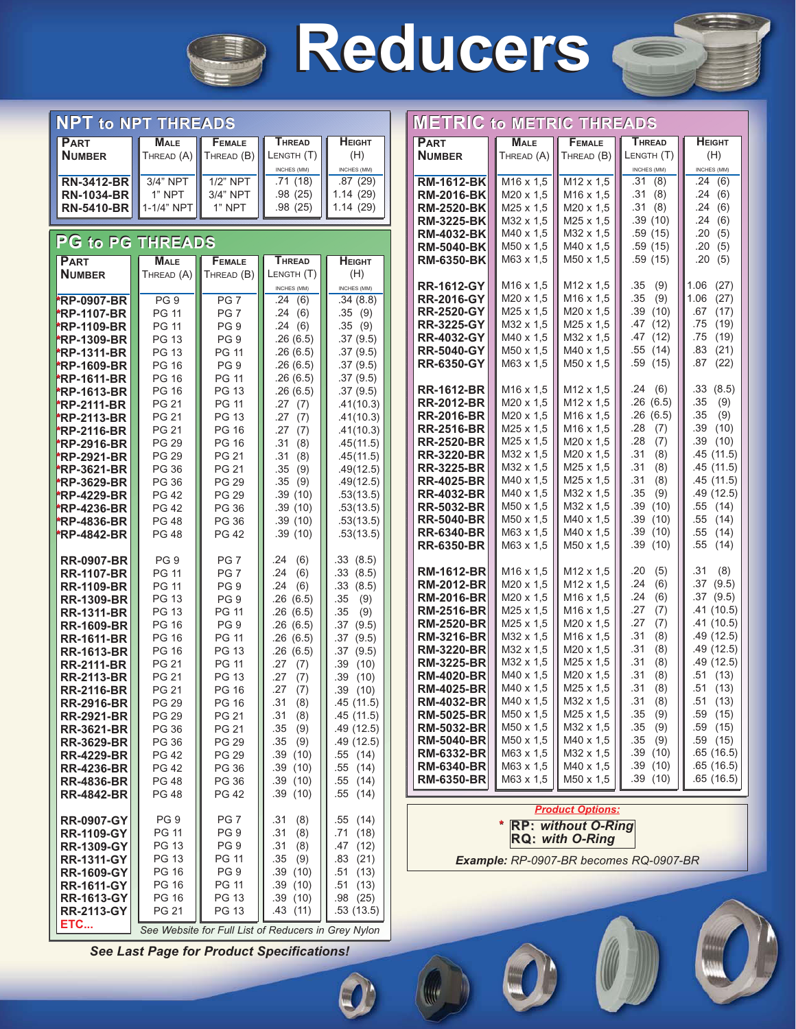# Reducers

## NPT to NPT THREADS

| Part Number | Male Thread (A) | Female Thread (B) | Thread Length (T) inches (mm) | Height (H) inches (mm) |
|---|---|---|---|---|
| RN-3412-BR | 3/4" NPT | 1/2" NPT | .71 (18) | .87 (29) |
| RN-1034-BR | 1" NPT | 3/4" NPT | .98 (25) | 1.14 (29) |
| RN-5410-BR | 1-1/4" NPT | 1" NPT | .98 (25) | 1.14 (29) |

## PG to PG THREADS

| Part Number | Male Thread (A) | Female Thread (B) | Thread Length (T) inches (mm) | Height (H) inches (mm) |
|---|---|---|---|---|
| *RP-0907-BR | PG 9 | PG 7 | .24 (6) | .34 (8.8) |
| *RP-1107-BR | PG 11 | PG 7 | .24 (6) | .35 (9) |
| *RP-1109-BR | PG 11 | PG 9 | .24 (6) | .35 (9) |
| *RP-1309-BR | PG 13 | PG 9 | .26 (6.5) | .37 (9.5) |
| *RP-1311-BR | PG 13 | PG 11 | .26 (6.5) | .37 (9.5) |
| *RP-1609-BR | PG 16 | PG 9 | .26 (6.5) | .37 (9.5) |
| *RP-1611-BR | PG 16 | PG 11 | .26 (6.5) | .37 (9.5) |
| *RP-1613-BR | PG 16 | PG 13 | .26 (6.5) | .37 (9.5) |
| *RP-2111-BR | PG 21 | PG 11 | .27 (7) | .41(10.3) |
| *RP-2113-BR | PG 21 | PG 13 | .27 (7) | .41(10.3) |
| *RP-2116-BR | PG 21 | PG 16 | .27 (7) | .41(10.3) |
| *RP-2916-BR | PG 29 | PG 16 | .31 (8) | .45(11.5) |
| *RP-2921-BR | PG 29 | PG 21 | .31 (8) | .45(11.5) |
| *RP-3621-BR | PG 36 | PG 21 | .35 (9) | .49(12.5) |
| *RP-3629-BR | PG 36 | PG 29 | .35 (9) | .49(12.5) |
| *RP-4229-BR | PG 42 | PG 29 | .39 (10) | .53(13.5) |
| *RP-4236-BR | PG 42 | PG 36 | .39 (10) | .53(13.5) |
| *RP-4836-BR | PG 48 | PG 36 | .39 (10) | .53(13.5) |
| *RP-4842-BR | PG 48 | PG 42 | .39 (10) | .53(13.5) |
| RR-0907-BR | PG 9 | PG 7 | .24 (6) | .33 (8.5) |
| RR-1107-BR | PG 11 | PG 7 | .24 (6) | .33 (8.5) |
| RR-1109-BR | PG 11 | PG 9 | .24 (6) | .33 (8.5) |
| RR-1309-BR | PG 13 | PG 9 | .26 (6.5) | .35 (9) |
| RR-1311-BR | PG 13 | PG 11 | .26 (6.5) | .35 (9) |
| RR-1609-BR | PG 16 | PG 9 | .26 (6.5) | .37 (9.5) |
| RR-1611-BR | PG 16 | PG 11 | .26 (6.5) | .37 (9.5) |
| RR-1613-BR | PG 16 | PG 13 | .26 (6.5) | .37 (9.5) |
| RR-2111-BR | PG 21 | PG 11 | .27 (7) | .39 (10) |
| RR-2113-BR | PG 21 | PG 13 | .27 (7) | .39 (10) |
| RR-2116-BR | PG 21 | PG 16 | .27 (7) | .39 (10) |
| RR-2916-BR | PG 29 | PG 16 | .31 (8) | .45 (11.5) |
| RR-2921-BR | PG 29 | PG 21 | .31 (8) | .45 (11.5) |
| RR-3621-BR | PG 36 | PG 21 | .35 (9) | .49 (12.5) |
| RR-3629-BR | PG 36 | PG 29 | .35 (9) | .49 (12.5) |
| RR-4229-BR | PG 42 | PG 29 | .39 (10) | .55 (14) |
| RR-4236-BR | PG 42 | PG 36 | .39 (10) | .55 (14) |
| RR-4836-BR | PG 48 | PG 36 | .39 (10) | .55 (14) |
| RR-4842-BR | PG 48 | PG 42 | .39 (10) | .55 (14) |
| RR-0907-GY | PG 9 | PG 7 | .31 (8) | .55 (14) |
| RR-1109-GY | PG 11 | PG 9 | .31 (8) | .71 (18) |
| RR-1309-GY | PG 13 | PG 9 | .27 (7) | .47 (12) |
| RR-1311-GY | PG 13 | PG 11 | .35 (9) | .83 (21) |
| RR-1609-GY | PG 16 | PG 9 | .39 (10) | .51 (13) |
| RR-1611-GY | PG 16 | PG 11 | .39 (10) | .51 (13) |
| RR-1613-GY | PG 16 | PG 13 | .39 (10) | .98 (25) |
| RR-2113-GY | PG 21 | PG 13 | .43 (11) | .53 (13.5) |
| ETC... | See Website for Full List of Reducers in Grey Nylon | | | |

## METRIC to METRIC THREADS

| Part Number | Male Thread (A) | Female Thread (B) | Thread Length (T) inches (mm) | Height (H) inches (mm) |
|---|---|---|---|---|
| RM-1612-BK | M16 x 1,5 | M12 x 1,5 | .31 (8) | .24 (6) |
| RM-2016-BK | M20 x 1,5 | M16 x 1,5 | .31 (8) | .24 (6) |
| RM-2520-BK | M25 x 1,5 | M20 x 1,5 | .31 (8) | .24 (6) |
| RM-3225-BK | M32 x 1,5 | M25 x 1,5 | .39 (10) | .24 (6) |
| RM-4032-BK | M40 x 1,5 | M32 x 1,5 | .59 (15) | .20 (5) |
| RM-5040-BK | M50 x 1,5 | M40 x 1,5 | .59 (15) | .20 (5) |
| RM-6350-BK | M63 x 1,5 | M50 x 1,5 | .59 (15) | .20 (5) |
| RR-1612-GY | M16 x 1,5 | M12 x 1,5 | .35 (9) | 1.06 (27) |
| RR-2016-GY | M20 x 1,5 | M16 x 1,5 | .35 (9) | 1.06 (27) |
| RR-2520-GY | M25 x 1,5 | M20 x 1,5 | .39 (10) | .67 (17) |
| RR-3225-GY | M32 x 1,5 | M25 x 1,5 | .47 (12) | .75 (19) |
| RR-4032-GY | M40 x 1,5 | M32 x 1,5 | .47 (12) | .75 (19) |
| RR-5040-GY | M50 x 1,5 | M40 x 1,5 | .55 (14) | .83 (21) |
| RR-6350-GY | M63 x 1,5 | M50 x 1,5 | .59 (15) | .87 (22) |
| RR-1612-BR | M16 x 1,5 | M12 x 1,5 | .24 (6) | .33 (8.5) |
| RR-2012-BR | M20 x 1,5 | M12 x 1,5 | .26 (6.5) | .35 (9) |
| RR-2016-BR | M20 x 1,5 | M16 x 1,5 | .26 (6.5) | .35 (9) |
| RR-2516-BR | M25 x 1,5 | M16 x 1,5 | .28 (7) | .39 (10) |
| RR-2520-BR | M25 x 1,5 | M20 x 1,5 | .28 (7) | .39 (10) |
| RR-3220-BR | M32 x 1,5 | M20 x 1,5 | .31 (8) | .45 (11.5) |
| RR-3225-BR | M32 x 1,5 | M25 x 1,5 | .31 (8) | .45 (11.5) |
| RR-4025-BR | M40 x 1,5 | M25 x 1,5 | .31 (8) | .45 (11.5) |
| RR-4032-BR | M40 x 1,5 | M32 x 1,5 | .35 (9) | .49 (12.5) |
| RR-5032-BR | M50 x 1,5 | M32 x 1,5 | .39 (10) | .55 (14) |
| RR-5040-BR | M50 x 1,5 | M40 x 1,5 | .39 (10) | .55 (14) |
| RR-6340-BR | M63 x 1,5 | M40 x 1,5 | .39 (10) | .55 (14) |
| RR-6350-BR | M63 x 1,5 | M50 x 1,5 | .39 (10) | .55 (14) |
| RM-1612-BR | M16 x 1,5 | M12 x 1,5 | .20 (5) | .31 (8) |
| RM-2012-BR | M20 x 1,5 | M12 x 1,5 | .24 (6) | .37 (9.5) |
| RM-2016-BR | M20 x 1,5 | M16 x 1,5 | .24 (6) | .37 (9.5) |
| RM-2516-BR | M25 x 1,5 | M16 x 1,5 | .27 (7) | .41 (10.5) |
| RM-2520-BR | M25 x 1,5 | M20 x 1,5 | .27 (7) | .41 (10.5) |
| RM-3216-BR | M32 x 1,5 | M16 x 1,5 | .31 (8) | .49 (12.5) |
| RM-3220-BR | M32 x 1,5 | M20 x 1,5 | .31 (8) | .49 (12.5) |
| RM-3225-BR | M32 x 1,5 | M25 x 1,5 | .31 (8) | .49 (12.5) |
| RM-4020-BR | M40 x 1,5 | M20 x 1,5 | .31 (8) | .51 (13) |
| RM-4025-BR | M40 x 1,5 | M25 x 1,5 | .31 (8) | .51 (13) |
| RM-4032-BR | M40 x 1,5 | M32 x 1,5 | .31 (8) | .51 (13) |
| RM-5025-BR | M50 x 1,5 | M25 x 1,5 | .35 (9) | .59 (15) |
| RM-5032-BR | M50 x 1,5 | M32 x 1,5 | .35 (9) | .59 (15) |
| RM-5040-BR | M50 x 1,5 | M40 x 1,5 | .35 (9) | .59 (15) |
| RM-6332-BR | M63 x 1,5 | M32 x 1,5 | .39 (10) | .65 (16.5) |
| RM-6340-BR | M63 x 1,5 | M40 x 1,5 | .39 (10) | .65 (16.5) |
| RM-6350-BR | M63 x 1,5 | M50 x 1,5 | .39 (10) | .65 (16.5) |

***Product Options:***

\* **RP:** *without O-Ring*
**RQ:** *with O-Ring*

***Example:*** *RP-0907-BR becomes RQ-0907-BR*

***See Last Page for Product Specifications!***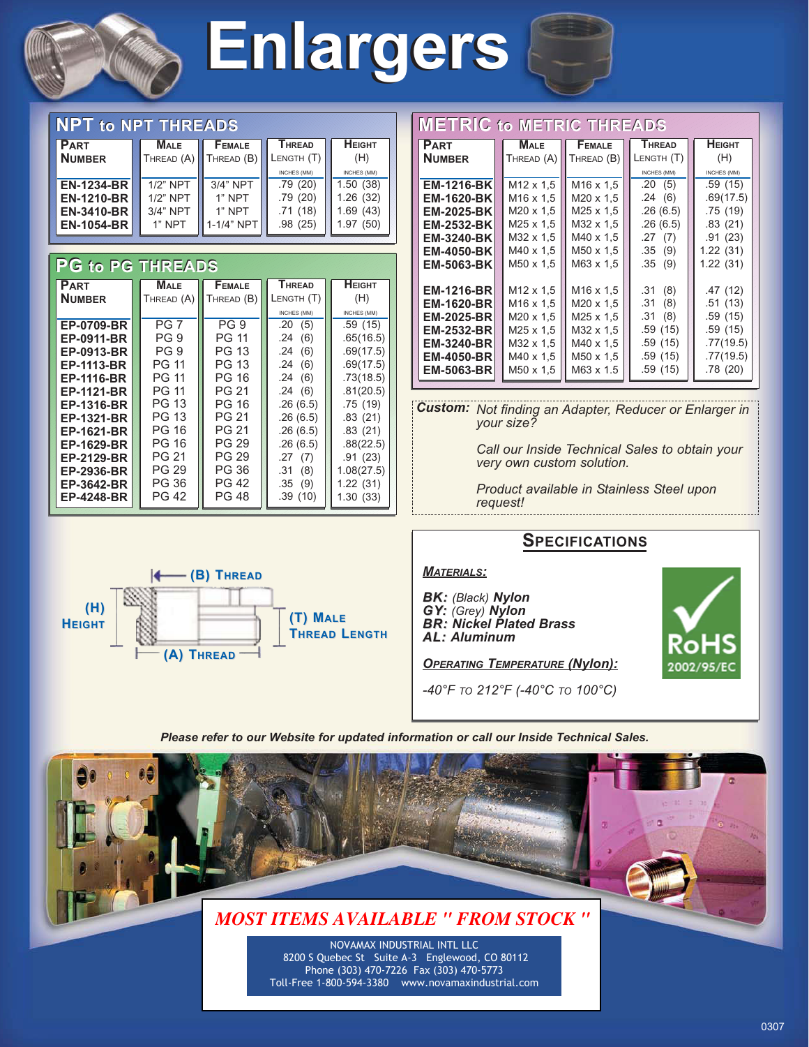# Enlargers

## NPT to NPT THREADS

| Part Number | Male Thread (A) | Female Thread (B) | Thread Length (T) Inches (MM) | Height (H) Inches (MM) |
|---|---|---|---|---|
| EN-1234-BR | 1/2" NPT | 3/4" NPT | .79 (20) | 1.50 (38) |
| EN-1210-BR | 1/2" NPT | 1" NPT | .79 (20) | 1.26 (32) |
| EN-3410-BR | 3/4" NPT | 1" NPT | .71 (18) | 1.69 (43) |
| EN-1054-BR | 1" NPT | 1-1/4" NPT | .98 (25) | 1.97 (50) |

## PG to PG THREADS

| Part Number | Male Thread (A) | Female Thread (B) | Thread Length (T) Inches (MM) | Height (H) Inches (MM) |
|---|---|---|---|---|
| EP-0709-BR | PG 7 | PG 9 | .20 (5) | .59 (15) |
| EP-0911-BR | PG 9 | PG 11 | .24 (6) | .65(16.5) |
| EP-0913-BR | PG 9 | PG 13 | .24 (6) | .69(17.5) |
| EP-1113-BR | PG 11 | PG 13 | .24 (6) | .69(17.5) |
| EP-1116-BR | PG 11 | PG 16 | .24 (6) | .73(18.5) |
| EP-1121-BR | PG 11 | PG 21 | .24 (6) | .81(20.5) |
| EP-1316-BR | PG 13 | PG 16 | .26 (6.5) | .75 (19) |
| EP-1321-BR | PG 13 | PG 21 | .26 (6.5) | .83 (21) |
| EP-1621-BR | PG 16 | PG 21 | .26 (6.5) | .83 (21) |
| EP-1629-BR | PG 16 | PG 29 | .26 (6.5) | .88(22.5) |
| EP-2129-BR | PG 21 | PG 29 | .27 (7) | .91 (23) |
| EP-2936-BR | PG 29 | PG 36 | .31 (8) | 1.08(27.5) |
| EP-3642-BR | PG 36 | PG 42 | .35 (9) | 1.22 (31) |
| EP-4248-BR | PG 42 | PG 48 | .39 (10) | 1.30 (33) |

## METRIC to METRIC THREADS

| Part Number | Male Thread (A) | Female Thread (B) | Thread Length (T) Inches (MM) | Height (H) Inches (MM) |
|---|---|---|---|---|
| EM-1216-BK | M12 x 1,5 | M16 x 1,5 | .20 (5) | .59 (15) |
| EM-1620-BK | M16 x 1,5 | M20 x 1,5 | .24 (6) | .69(17.5) |
| EM-2025-BK | M20 x 1,5 | M25 x 1,5 | .26 (6.5) | .75 (19) |
| EM-2532-BK | M25 x 1,5 | M32 x 1,5 | .26 (6.5) | .83 (21) |
| EM-3240-BK | M32 x 1,5 | M40 x 1,5 | .27 (7) | .91 (23) |
| EM-4050-BK | M40 x 1,5 | M50 x 1,5 | .35 (9) | 1.22 (31) |
| EM-5063-BK | M50 x 1,5 | M63 x 1,5 | .35 (9) | 1.22 (31) |
| EM-1216-BR | M12 x 1,5 | M16 x 1,5 | .31 (8) | .47 (12) |
| EM-1620-BR | M16 x 1,5 | M20 x 1,5 | .31 (8) | .51 (13) |
| EM-2025-BR | M20 x 1,5 | M25 x 1,5 | .31 (8) | .59 (15) |
| EM-2532-BR | M25 x 1,5 | M32 x 1,5 | .59 (15) | .59 (15) |
| EM-3240-BR | M32 x 1,5 | M40 x 1,5 | .59 (15) | .77(19.5) |
| EM-4050-BR | M40 x 1,5 | M50 x 1,5 | .59 (15) | .77(19.5) |
| EM-5063-BR | M50 x 1,5 | M63 x 1.5 | .59 (15) | .78 (20) |

**Custom:** *Not finding an Adapter, Reducer or Enlarger in your size?*

*Call our Inside Technical Sales to obtain your very own custom solution.*

*Product available in Stainless Steel upon request!*

(B) Thread
(H) Height
(T) Male Thread Length
(A) Thread

## Specifications

***Materials:***

***BK:*** *(Black)* ***Nylon***
***GY:*** *(Grey)* ***Nylon***
***BR: Nickel Plated Brass***
***AL: Aluminum***

***Operating Temperature (Nylon):***

*-40°F to 212°F (-40°C to 100°C)*

RoHS 2002/95/EC

***Please refer to our Website for updated information or call our Inside Technical Sales.***

*MOST ITEMS AVAILABLE " FROM STOCK "*

NOVAMAX INDUSTRIAL INTL LLC
8200 S Quebec St Suite A-3 Englewood, CO 80112
Phone (303) 470-7226 Fax (303) 470-5773
Toll-Free 1-800-594-3380 www.novamaxindustrial.com

0307